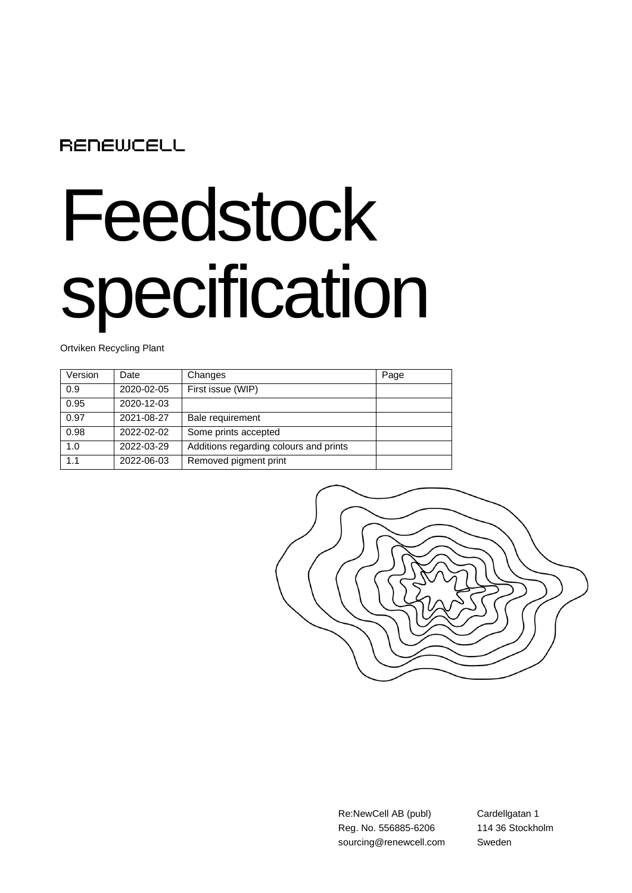RENEWCELL

# Feedstock specification

Ortviken Recycling Plant

| Version | Date | Changes | Page |
|---|---|---|---|
| 0.9 | 2020-02-05 | First issue (WIP) | |
| 0.95 | 2020-12-03 | | |
| 0.97 | 2021-08-27 | Bale requirement | |
| 0.98 | 2022-02-02 | Some prints accepted | |
| 1.0 | 2022-03-29 | Additions regarding colours and prints | |
| 1.1 | 2022-06-03 | Removed pigment print | |

Re:NewCell AB (publ)
Reg. No. 556885-6206
sourcing@renewcell.com

Cardellgatan 1
114 36 Stockholm
Sweden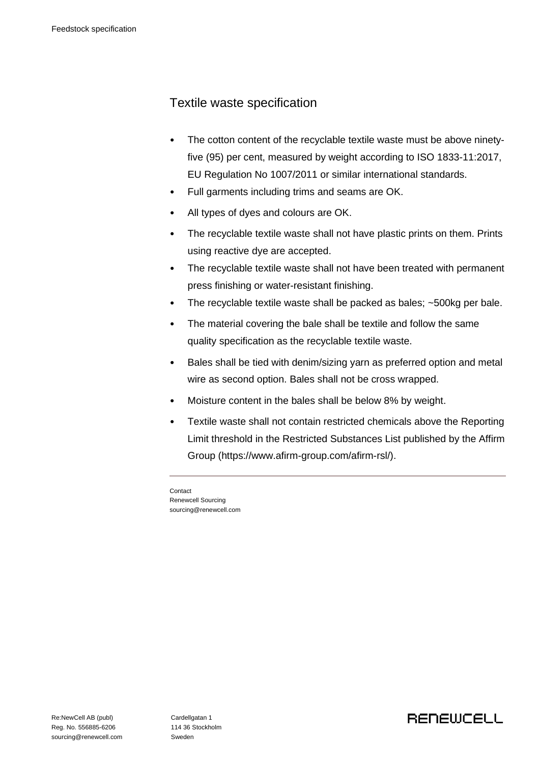## Textile waste specification

- The cotton content of the recyclable textile waste must be above ninety-five (95) per cent, measured by weight according to ISO 1833-11:2017, EU Regulation No 1007/2011 or similar international standards.
- Full garments including trims and seams are OK.
- All types of dyes and colours are OK.
- The recyclable textile waste shall not have plastic prints on them. Prints using reactive dye are accepted.
- The recyclable textile waste shall not have been treated with permanent press finishing or water-resistant finishing.
- The recyclable textile waste shall be packed as bales; ~500kg per bale.
- The material covering the bale shall be textile and follow the same quality specification as the recyclable textile waste.
- Bales shall be tied with denim/sizing yarn as preferred option and metal wire as second option. Bales shall not be cross wrapped.
- Moisture content in the bales shall be below 8% by weight.
- Textile waste shall not contain restricted chemicals above the Reporting Limit threshold in the Restricted Substances List published by the Affirm Group (https://www.afirm-group.com/afirm-rsl/).

---

Contact
Renewcell Sourcing
sourcing@renewcell.com

Re:NewCell AB (publ)
Reg. No. 556885-6206
sourcing@renewcell.com

Cardellgatan 1
114 36 Stockholm
Sweden

RENEWCELL